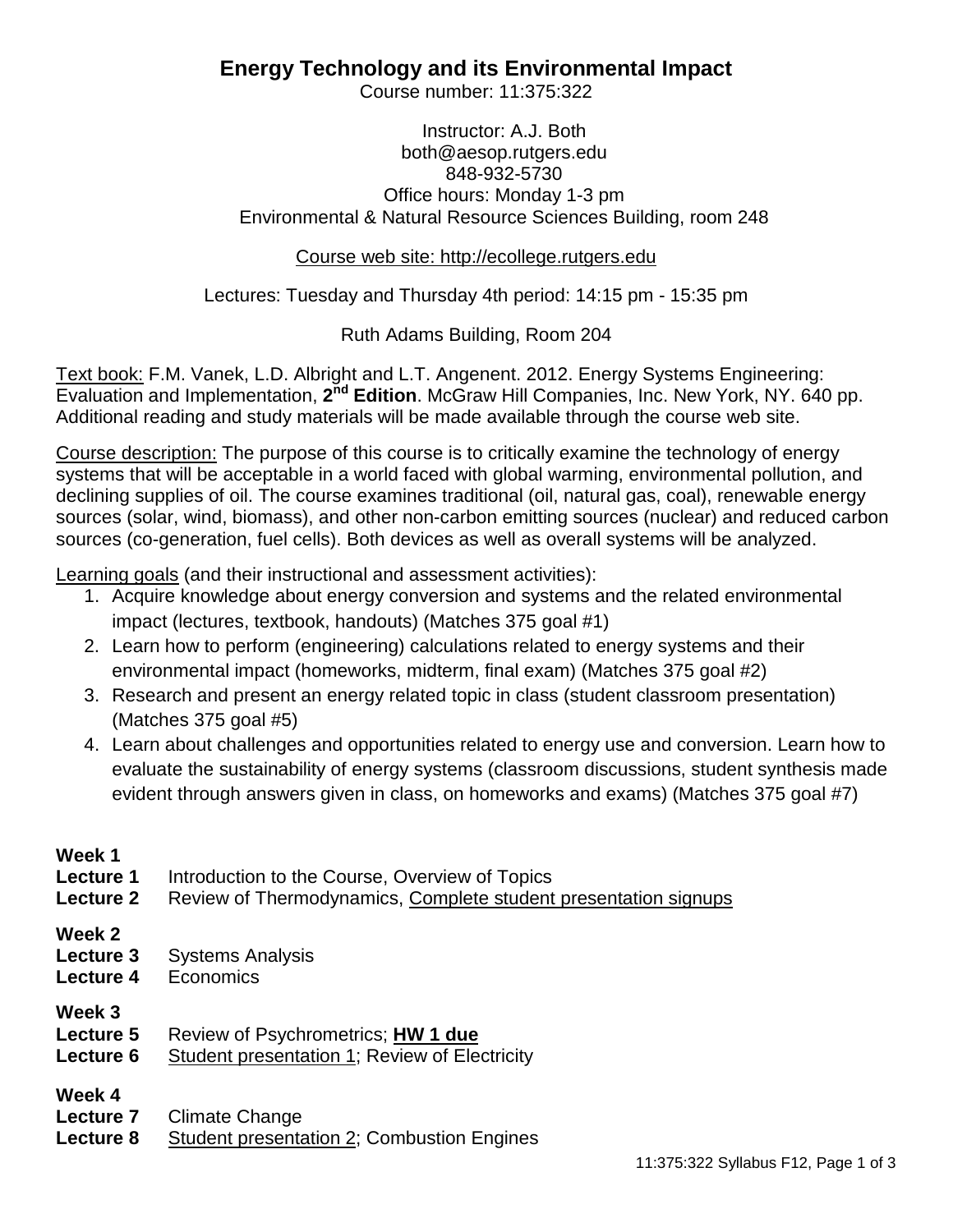# Energy Technology and its Environmental Impact

Course number: 11:375:322

Instructor: A.J. Both
both@aesop.rutgers.edu
848-932-5730
Office hours: Monday 1-3 pm
Environmental & Natural Resource Sciences Building, room 248

Course web site: http://ecollege.rutgers.edu

Lectures: Tuesday and Thursday 4th period: 14:15 pm - 15:35 pm

Ruth Adams Building, Room 204

Text book: F.M. Vanek, L.D. Albright and L.T. Angenent. 2012. Energy Systems Engineering: Evaluation and Implementation, **2nd Edition**. McGraw Hill Companies, Inc. New York, NY. 640 pp. Additional reading and study materials will be made available through the course web site.

Course description: The purpose of this course is to critically examine the technology of energy systems that will be acceptable in a world faced with global warming, environmental pollution, and declining supplies of oil. The course examines traditional (oil, natural gas, coal), renewable energy sources (solar, wind, biomass), and other non-carbon emitting sources (nuclear) and reduced carbon sources (co-generation, fuel cells). Both devices as well as overall systems will be analyzed.

Learning goals (and their instructional and assessment activities):

1. Acquire knowledge about energy conversion and systems and the related environmental impact (lectures, textbook, handouts) (Matches 375 goal #1)
2. Learn how to perform (engineering) calculations related to energy systems and their environmental impact (homeworks, midterm, final exam) (Matches 375 goal #2)
3. Research and present an energy related topic in class (student classroom presentation) (Matches 375 goal #5)
4. Learn about challenges and opportunities related to energy use and conversion. Learn how to evaluate the sustainability of energy systems (classroom discussions, student synthesis made evident through answers given in class, on homeworks and exams) (Matches 375 goal #7)

**Week 1**
**Lecture 1** Introduction to the Course, Overview of Topics
**Lecture 2** Review of Thermodynamics, Complete student presentation signups

**Week 2**
**Lecture 3** Systems Analysis
**Lecture 4** Economics

**Week 3**
**Lecture 5** Review of Psychrometrics; **HW 1 due**
**Lecture 6** Student presentation 1; Review of Electricity

**Week 4**
**Lecture 7** Climate Change
**Lecture 8** Student presentation 2; Combustion Engines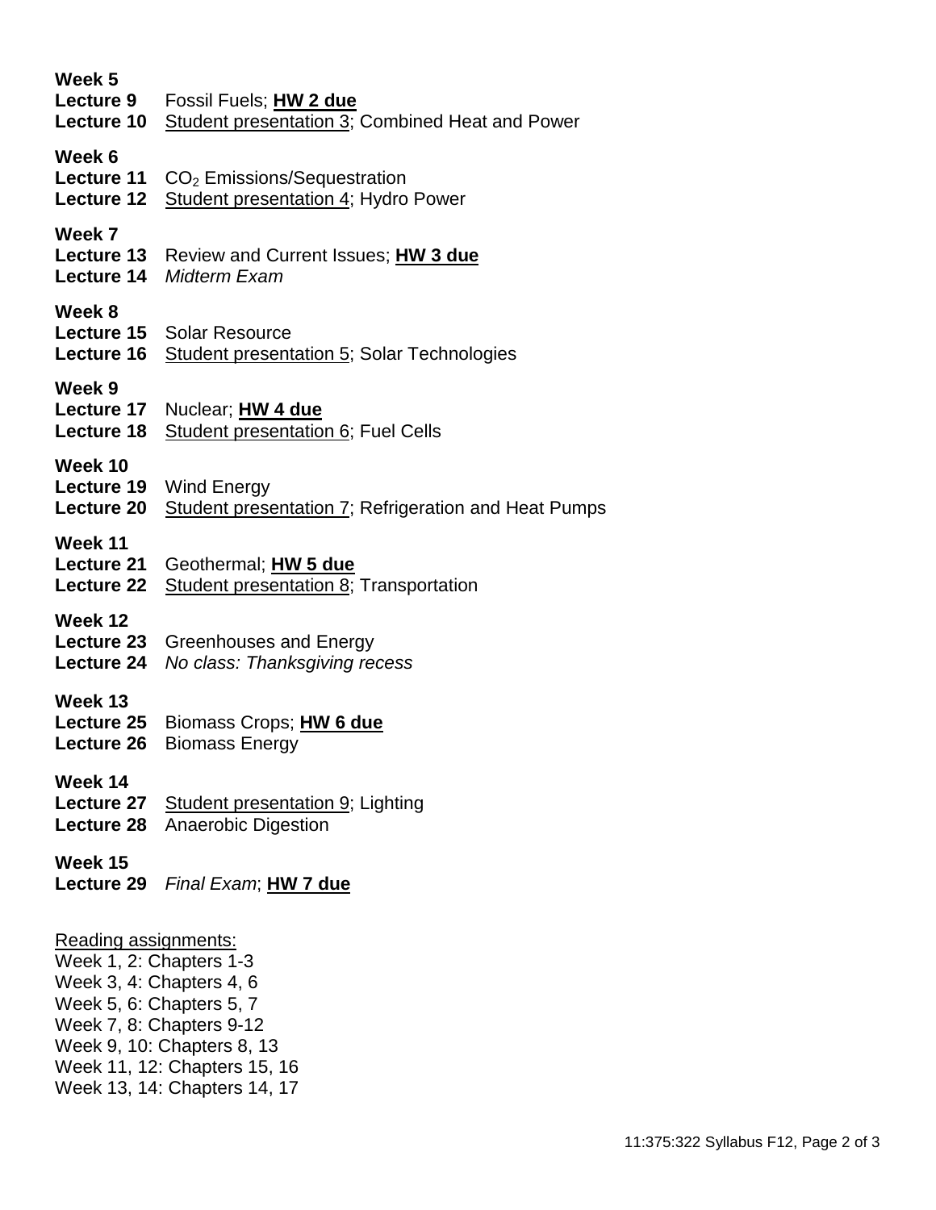**Week 5**
**Lecture 9** Fossil Fuels; **HW 2 due**
**Lecture 10** Student presentation 3; Combined Heat and Power

**Week 6**
**Lecture 11** $CO_2$ Emissions/Sequestration
**Lecture 12** Student presentation 4; Hydro Power

**Week 7**
**Lecture 13** Review and Current Issues; **HW 3 due**
**Lecture 14** *Midterm Exam*

**Week 8**
**Lecture 15** Solar Resource
**Lecture 16** Student presentation 5; Solar Technologies

**Week 9**
**Lecture 17** Nuclear; **HW 4 due**
**Lecture 18** Student presentation 6; Fuel Cells

**Week 10**
**Lecture 19** Wind Energy
**Lecture 20** Student presentation 7; Refrigeration and Heat Pumps

**Week 11**
**Lecture 21** Geothermal; **HW 5 due**
**Lecture 22** Student presentation 8; Transportation

**Week 12**
**Lecture 23** Greenhouses and Energy
**Lecture 24** *No class: Thanksgiving recess*

**Week 13**
**Lecture 25** Biomass Crops; **HW 6 due**
**Lecture 26** Biomass Energy

**Week 14**
**Lecture 27** Student presentation 9; Lighting
**Lecture 28** Anaerobic Digestion

**Week 15**
**Lecture 29** *Final Exam*; **HW 7 due**

Reading assignments:
Week 1, 2: Chapters 1-3
Week 3, 4: Chapters 4, 6
Week 5, 6: Chapters 5, 7
Week 7, 8: Chapters 9-12
Week 9, 10: Chapters 8, 13
Week 11, 12: Chapters 15, 16
Week 13, 14: Chapters 14, 17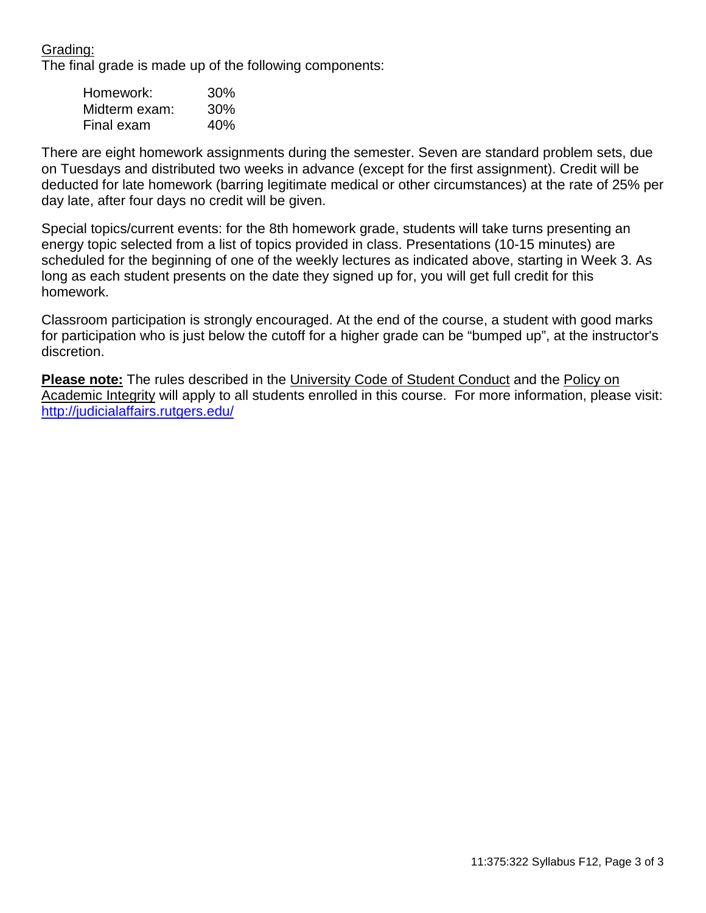Grading:
The final grade is made up of the following components:

| | |
|---|---|
| Homework: | 30% |
| Midterm exam: | 30% |
| Final exam | 40% |

There are eight homework assignments during the semester. Seven are standard problem sets, due on Tuesdays and distributed two weeks in advance (except for the first assignment). Credit will be deducted for late homework (barring legitimate medical or other circumstances) at the rate of 25% per day late, after four days no credit will be given.

Special topics/current events: for the 8th homework grade, students will take turns presenting an energy topic selected from a list of topics provided in class. Presentations (10-15 minutes) are scheduled for the beginning of one of the weekly lectures as indicated above, starting in Week 3. As long as each student presents on the date they signed up for, you will get full credit for this homework.

Classroom participation is strongly encouraged. At the end of the course, a student with good marks for participation who is just below the cutoff for a higher grade can be "bumped up", at the instructor's discretion.

**Please note:** The rules described in the University Code of Student Conduct and the Policy on Academic Integrity will apply to all students enrolled in this course. For more information, please visit: http://judicialaffairs.rutgers.edu/